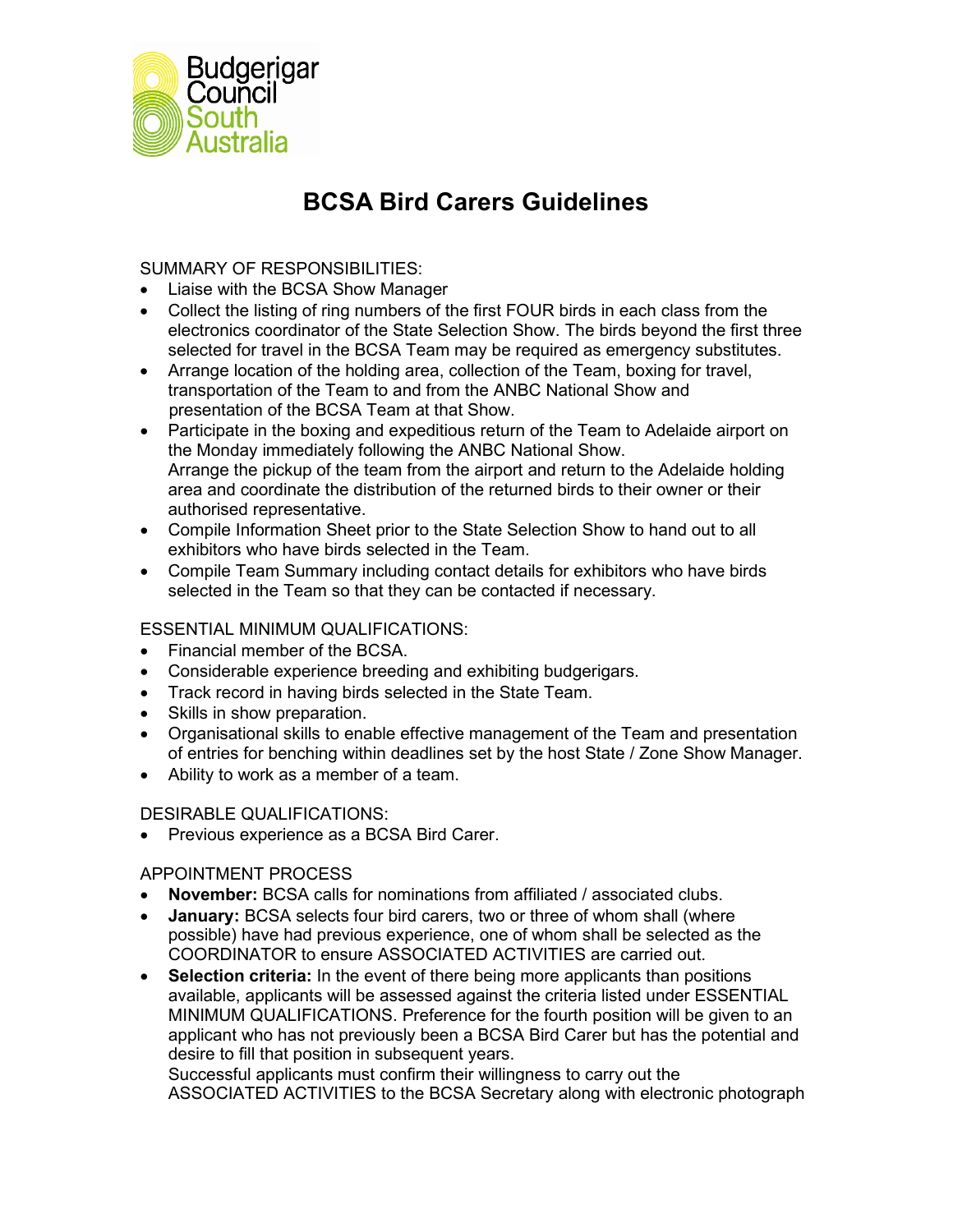Budgerigar Council South Australia

# BCSA Bird Carers Guidelines

SUMMARY OF RESPONSIBILITIES:

- Liaise with the BCSA Show Manager
- Collect the listing of ring numbers of the first FOUR birds in each class from the electronics coordinator of the State Selection Show. The birds beyond the first three selected for travel in the BCSA Team may be required as emergency substitutes.
- Arrange location of the holding area, collection of the Team, boxing for travel, transportation of the Team to and from the ANBC National Show and presentation of the BCSA Team at that Show.
- Participate in the boxing and expeditious return of the Team to Adelaide airport on the Monday immediately following the ANBC National Show.
  Arrange the pickup of the team from the airport and return to the Adelaide holding area and coordinate the distribution of the returned birds to their owner or their authorised representative.
- Compile Information Sheet prior to the State Selection Show to hand out to all exhibitors who have birds selected in the Team.
- Compile Team Summary including contact details for exhibitors who have birds selected in the Team so that they can be contacted if necessary.

ESSENTIAL MINIMUM QUALIFICATIONS:

- Financial member of the BCSA.
- Considerable experience breeding and exhibiting budgerigars.
- Track record in having birds selected in the State Team.
- Skills in show preparation.
- Organisational skills to enable effective management of the Team and presentation of entries for benching within deadlines set by the host State / Zone Show Manager.
- Ability to work as a member of a team.

DESIRABLE QUALIFICATIONS:

- Previous experience as a BCSA Bird Carer.

APPOINTMENT PROCESS

- **November:** BCSA calls for nominations from affiliated / associated clubs.
- **January:** BCSA selects four bird carers, two or three of whom shall (where possible) have had previous experience, one of whom shall be selected as the COORDINATOR to ensure ASSOCIATED ACTIVITIES are carried out.
- **Selection criteria:** In the event of there being more applicants than positions available, applicants will be assessed against the criteria listed under ESSENTIAL MINIMUM QUALIFICATIONS. Preference for the fourth position will be given to an applicant who has not previously been a BCSA Bird Carer but has the potential and desire to fill that position in subsequent years.
  Successful applicants must confirm their willingness to carry out the ASSOCIATED ACTIVITIES to the BCSA Secretary along with electronic photograph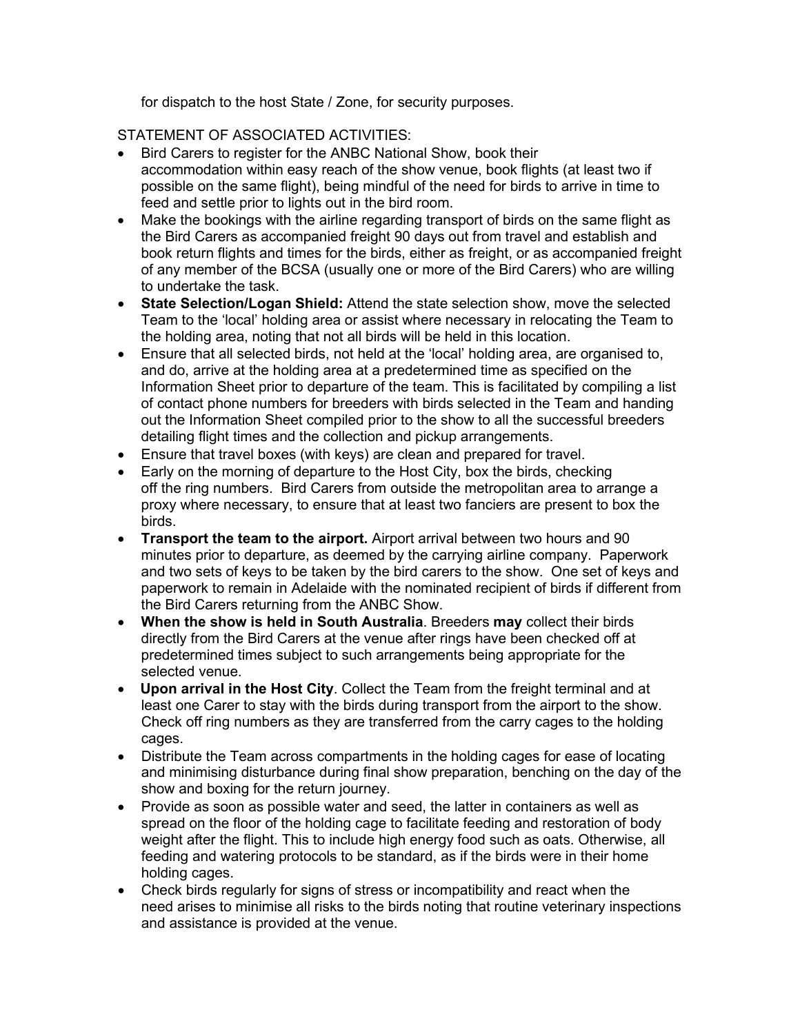for dispatch to the host State / Zone, for security purposes.

STATEMENT OF ASSOCIATED ACTIVITIES:

- Bird Carers to register for the ANBC National Show, book their accommodation within easy reach of the show venue, book flights (at least two if possible on the same flight), being mindful of the need for birds to arrive in time to feed and settle prior to lights out in the bird room.
- Make the bookings with the airline regarding transport of birds on the same flight as the Bird Carers as accompanied freight 90 days out from travel and establish and book return flights and times for the birds, either as freight, or as accompanied freight of any member of the BCSA (usually one or more of the Bird Carers) who are willing to undertake the task.
- **State Selection/Logan Shield:** Attend the state selection show, move the selected Team to the 'local' holding area or assist where necessary in relocating the Team to the holding area, noting that not all birds will be held in this location.
- Ensure that all selected birds, not held at the 'local' holding area, are organised to, and do, arrive at the holding area at a predetermined time as specified on the Information Sheet prior to departure of the team. This is facilitated by compiling a list of contact phone numbers for breeders with birds selected in the Team and handing out the Information Sheet compiled prior to the show to all the successful breeders detailing flight times and the collection and pickup arrangements.
- Ensure that travel boxes (with keys) are clean and prepared for travel.
- Early on the morning of departure to the Host City, box the birds, checking off the ring numbers. Bird Carers from outside the metropolitan area to arrange a proxy where necessary, to ensure that at least two fanciers are present to box the birds.
- **Transport the team to the airport.** Airport arrival between two hours and 90 minutes prior to departure, as deemed by the carrying airline company. Paperwork and two sets of keys to be taken by the bird carers to the show. One set of keys and paperwork to remain in Adelaide with the nominated recipient of birds if different from the Bird Carers returning from the ANBC Show.
- **When the show is held in South Australia**. Breeders **may** collect their birds directly from the Bird Carers at the venue after rings have been checked off at predetermined times subject to such arrangements being appropriate for the selected venue.
- **Upon arrival in the Host City**. Collect the Team from the freight terminal and at least one Carer to stay with the birds during transport from the airport to the show. Check off ring numbers as they are transferred from the carry cages to the holding cages.
- Distribute the Team across compartments in the holding cages for ease of locating and minimising disturbance during final show preparation, benching on the day of the show and boxing for the return journey.
- Provide as soon as possible water and seed, the latter in containers as well as spread on the floor of the holding cage to facilitate feeding and restoration of body weight after the flight. This to include high energy food such as oats. Otherwise, all feeding and watering protocols to be standard, as if the birds were in their home holding cages.
- Check birds regularly for signs of stress or incompatibility and react when the need arises to minimise all risks to the birds noting that routine veterinary inspections and assistance is provided at the venue.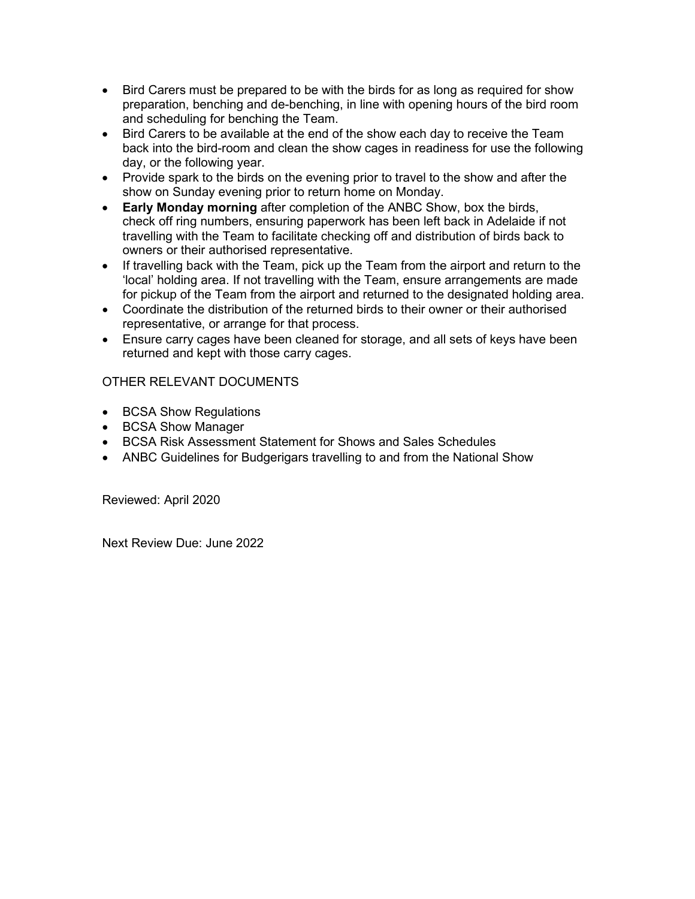- Bird Carers must be prepared to be with the birds for as long as required for show preparation, benching and de-benching, in line with opening hours of the bird room and scheduling for benching the Team.
- Bird Carers to be available at the end of the show each day to receive the Team back into the bird-room and clean the show cages in readiness for use the following day, or the following year.
- Provide spark to the birds on the evening prior to travel to the show and after the show on Sunday evening prior to return home on Monday.
- **Early Monday morning** after completion of the ANBC Show, box the birds, check off ring numbers, ensuring paperwork has been left back in Adelaide if not travelling with the Team to facilitate checking off and distribution of birds back to owners or their authorised representative.
- If travelling back with the Team, pick up the Team from the airport and return to the 'local' holding area. If not travelling with the Team, ensure arrangements are made for pickup of the Team from the airport and returned to the designated holding area.
- Coordinate the distribution of the returned birds to their owner or their authorised representative, or arrange for that process.
- Ensure carry cages have been cleaned for storage, and all sets of keys have been returned and kept with those carry cages.

OTHER RELEVANT DOCUMENTS

- BCSA Show Regulations
- BCSA Show Manager
- BCSA Risk Assessment Statement for Shows and Sales Schedules
- ANBC Guidelines for Budgerigars travelling to and from the National Show

Reviewed: April 2020

Next Review Due: June 2022